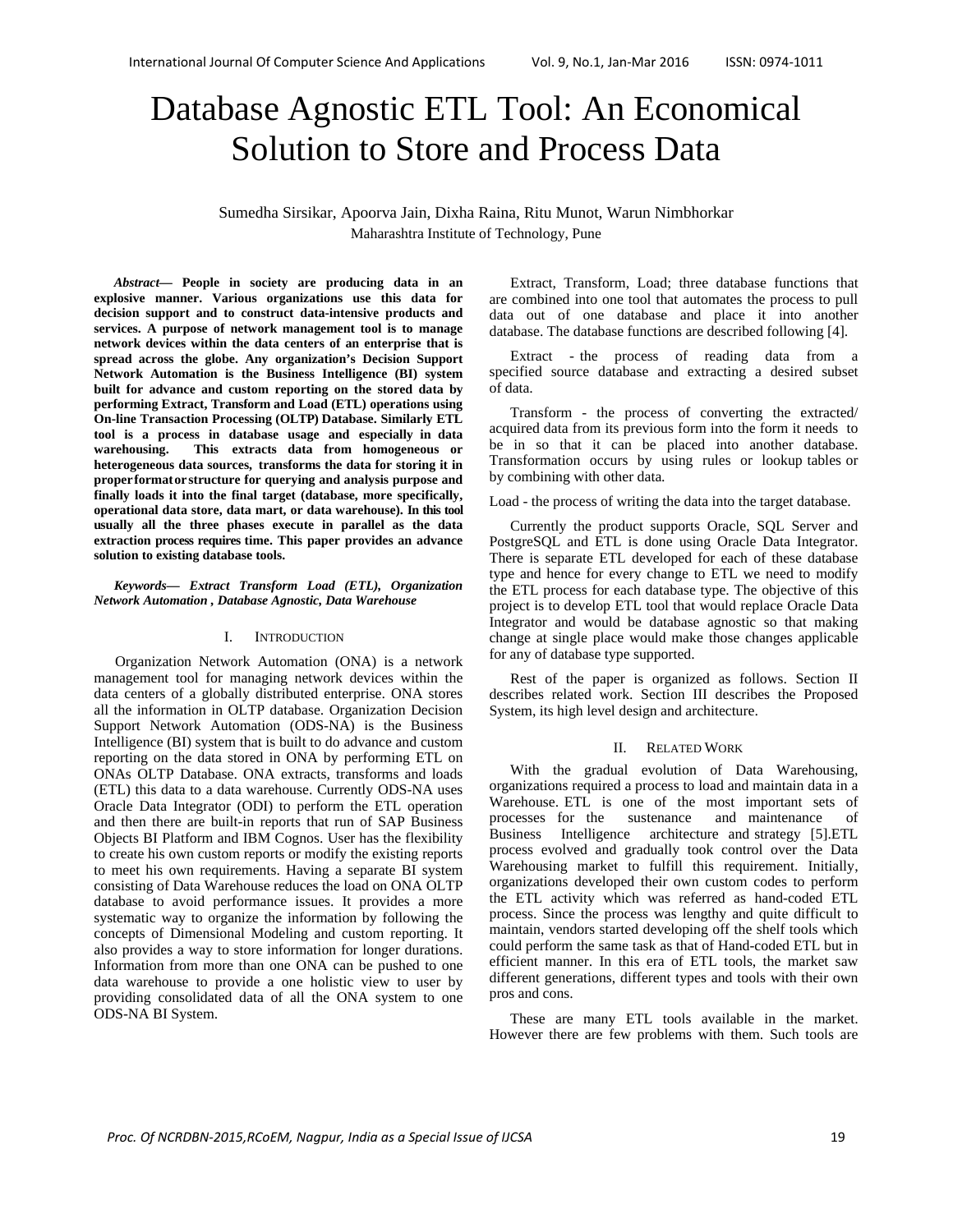# Database Agnostic ETL Tool: An Economical Solution to Store and Process Data

Sumedha Sirsikar, Apoorva Jain, Dixha Raina, Ritu Munot, Warun Nimbhorkar
Maharashtra Institute of Technology, Pune

***Abstract*— People in society are producing data in an explosive manner. Various organizations use this data for decision support and to construct data-intensive products and services. A purpose of network management tool is to manage network devices within the data centers of an enterprise that is spread across the globe. Any organization's Decision Support Network Automation is the Business Intelligence (BI) system built for advance and custom reporting on the stored data by performing Extract, Transform and Load (ETL) operations using On-line Transaction Processing (OLTP) Database. Similarly ETL tool is a process in database usage and especially in data warehousing. This extracts data from homogeneous or heterogeneous data sources, transforms the data for storing it in proper format or structure for querying and analysis purpose and finally loads it into the final target (database, more specifically, operational data store, data mart, or data warehouse). In this tool usually all the three phases execute in parallel as the data extraction process requires time. This paper provides an advance solution to existing database tools.**

***Keywords— Extract Transform Load (ETL), Organization Network Automation , Database Agnostic, Data Warehouse***

## I. Introduction

Organization Network Automation (ONA) is a network management tool for managing network devices within the data centers of a globally distributed enterprise. ONA stores all the information in OLTP database. Organization Decision Support Network Automation (ODS-NA) is the Business Intelligence (BI) system that is built to do advance and custom reporting on the data stored in ONA by performing ETL on ONAs OLTP Database. ONA extracts, transforms and loads (ETL) this data to a data warehouse. Currently ODS-NA uses Oracle Data Integrator (ODI) to perform the ETL operation and then there are built-in reports that run of SAP Business Objects BI Platform and IBM Cognos. User has the flexibility to create his own custom reports or modify the existing reports to meet his own requirements. Having a separate BI system consisting of Data Warehouse reduces the load on ONA OLTP database to avoid performance issues. It provides a more systematic way to organize the information by following the concepts of Dimensional Modeling and custom reporting. It also provides a way to store information for longer durations. Information from more than one ONA can be pushed to one data warehouse to provide a one holistic view to user by providing consolidated data of all the ONA system to one ODS-NA BI System.

Extract, Transform, Load; three database functions that are combined into one tool that automates the process to pull data out of one database and place it into another database. The database functions are described following [4].

Extract - the process of reading data from a specified source database and extracting a desired subset of data.

Transform - the process of converting the extracted/ acquired data from its previous form into the form it needs to be in so that it can be placed into another database. Transformation occurs by using rules or lookup tables or by combining with other data.

Load - the process of writing the data into the target database.

Currently the product supports Oracle, SQL Server and PostgreSQL and ETL is done using Oracle Data Integrator. There is separate ETL developed for each of these database type and hence for every change to ETL we need to modify the ETL process for each database type. The objective of this project is to develop ETL tool that would replace Oracle Data Integrator and would be database agnostic so that making change at single place would make those changes applicable for any of database type supported.

Rest of the paper is organized as follows. Section II describes related work. Section III describes the Proposed System, its high level design and architecture.

## II. Related Work

With the gradual evolution of Data Warehousing, organizations required a process to load and maintain data in a Warehouse. ETL is one of the most important sets of processes for the sustenance and maintenance of Business Intelligence architecture and strategy [5].ETL process evolved and gradually took control over the Data Warehousing market to fulfill this requirement. Initially, organizations developed their own custom codes to perform the ETL activity which was referred as hand-coded ETL process. Since the process was lengthy and quite difficult to maintain, vendors started developing off the shelf tools which could perform the same task as that of Hand-coded ETL but in efficient manner. In this era of ETL tools, the market saw different generations, different types and tools with their own pros and cons.

These are many ETL tools available in the market. However there are few problems with them. Such tools are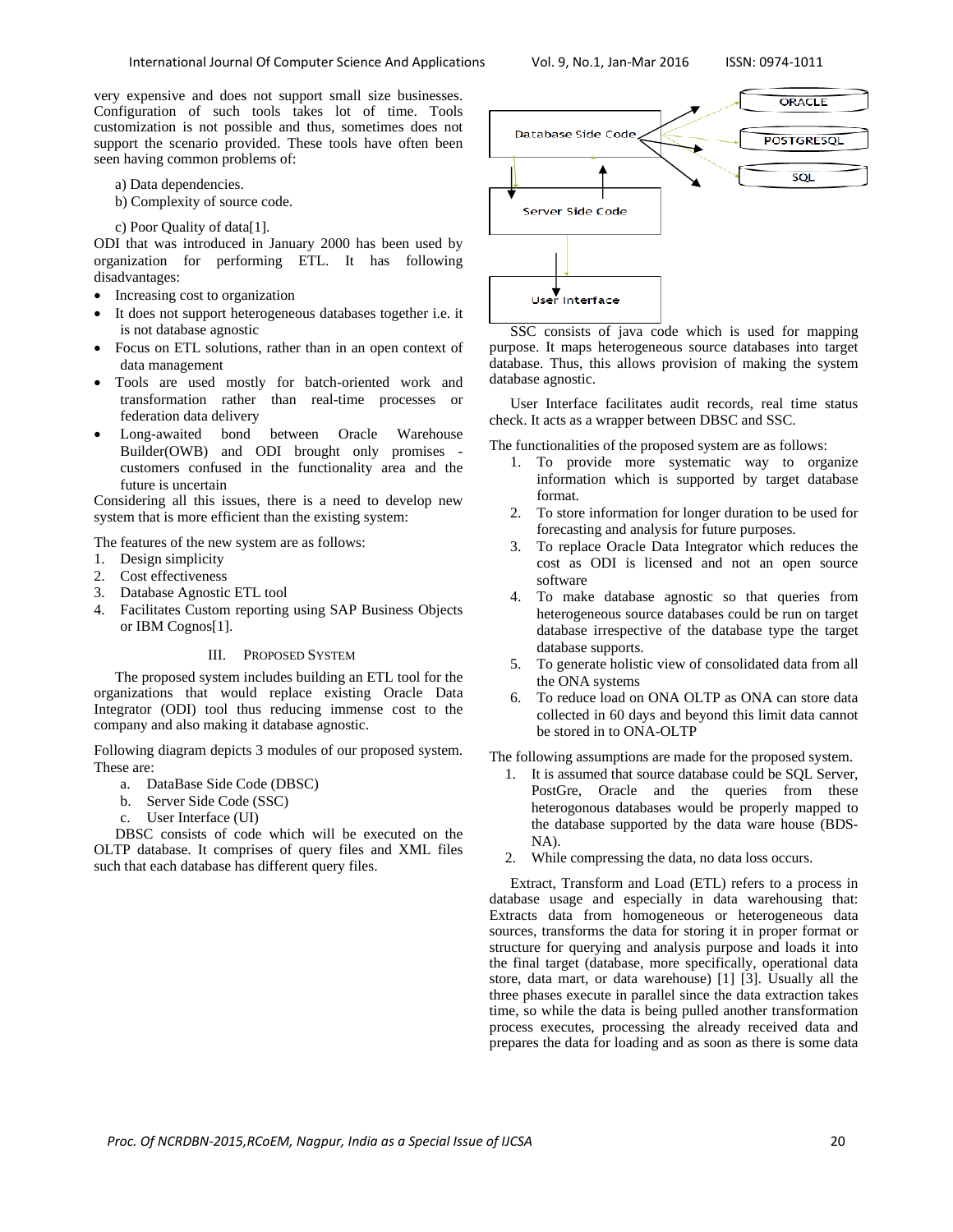very expensive and does not support small size businesses. Configuration of such tools takes lot of time. Tools customization is not possible and thus, sometimes does not support the scenario provided. These tools have often been seen having common problems of:

a) Data dependencies.

b) Complexity of source code.

c) Poor Quality of data[1].

ODI that was introduced in January 2000 has been used by organization for performing ETL. It has following disadvantages:

- Increasing cost to organization
- It does not support heterogeneous databases together i.e. it is not database agnostic
- Focus on ETL solutions, rather than in an open context of data management
- Tools are used mostly for batch-oriented work and transformation rather than real-time processes or federation data delivery
- Long-awaited bond between Oracle Warehouse Builder(OWB) and ODI brought only promises - customers confused in the functionality area and the future is uncertain

Considering all this issues, there is a need to develop new system that is more efficient than the existing system:

The features of the new system are as follows:

1. Design simplicity
2. Cost effectiveness
3. Database Agnostic ETL tool
4. Facilitates Custom reporting using SAP Business Objects or IBM Cognos[1].

## III. Proposed System

The proposed system includes building an ETL tool for the organizations that would replace existing Oracle Data Integrator (ODI) tool thus reducing immense cost to the company and also making it database agnostic.

Following diagram depicts 3 modules of our proposed system. These are:

a. DataBase Side Code (DBSC)

b. Server Side Code (SSC)

c. User Interface (UI)

DBSC consists of code which will be executed on the OLTP database. It comprises of query files and XML files such that each database has different query files.

Database Side Code → ORACLE, POSTGRESQL, SQL

Server Side Code

User Interface

SSC consists of java code which is used for mapping purpose. It maps heterogeneous source databases into target database. Thus, this allows provision of making the system database agnostic.

User Interface facilitates audit records, real time status check. It acts as a wrapper between DBSC and SSC.

The functionalities of the proposed system are as follows:

1. To provide more systematic way to organize information which is supported by target database format.
2. To store information for longer duration to be used for forecasting and analysis for future purposes.
3. To replace Oracle Data Integrator which reduces the cost as ODI is licensed and not an open source software
4. To make database agnostic so that queries from heterogeneous source databases could be run on target database irrespective of the database type the target database supports.
5. To generate holistic view of consolidated data from all the ONA systems
6. To reduce load on ONA OLTP as ONA can store data collected in 60 days and beyond this limit data cannot be stored in to ONA-OLTP

The following assumptions are made for the proposed system.

1. It is assumed that source database could be SQL Server, PostGre, Oracle and the queries from these heterogonous databases would be properly mapped to the database supported by the data ware house (BDS-NA).
2. While compressing the data, no data loss occurs.

Extract, Transform and Load (ETL) refers to a process in database usage and especially in data warehousing that: Extracts data from homogeneous or heterogeneous data sources, transforms the data for storing it in proper format or structure for querying and analysis purpose and loads it into the final target (database, more specifically, operational data store, data mart, or data warehouse) [1] [3]. Usually all the three phases execute in parallel since the data extraction takes time, so while the data is being pulled another transformation process executes, processing the already received data and prepares the data for loading and as soon as there is some data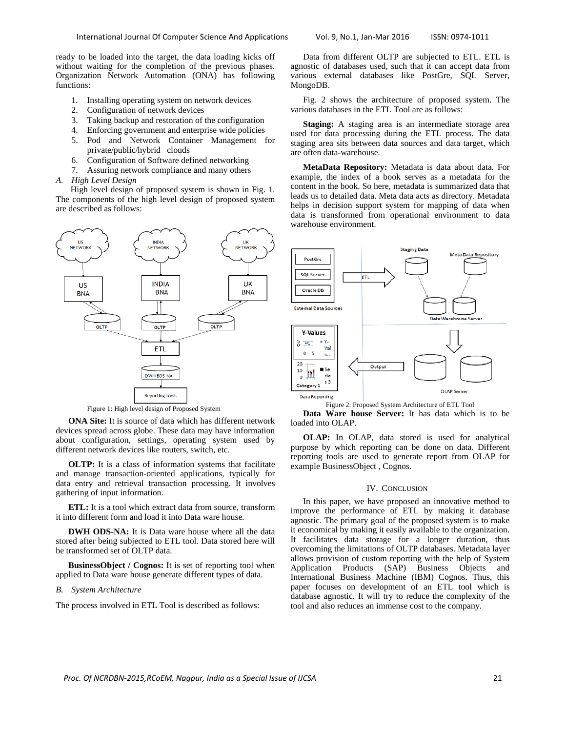ready to be loaded into the target, the data loading kicks off without waiting for the completion of the previous phases. Organization Network Automation (ONA) has following functions:

1. Installing operating system on network devices
2. Configuration of network devices
3. Taking backup and restoration of the configuration
4. Enforcing government and enterprise wide policies
5. Pod and Network Container Management for private/public/hybrid clouds
6. Configuration of Software defined networking
7. Assuring network compliance and many others

### *A. High Level Design*

High level design of proposed system is shown in Fig. 1. The components of the high level design of proposed system are described as follows:

Figure 1: High level design of Proposed System

**ONA Site:** It is source of data which has different network devices spread across globe. These data may have information about configuration, settings, operating system used by different network devices like routers, switch, etc.

**OLTP:** It is a class of information systems that facilitate and manage transaction-oriented applications, typically for data entry and retrieval transaction processing. It involves gathering of input information.

**ETL:** It is a tool which extract data from source, transform it into different form and load it into Data ware house.

**DWH ODS-NA:** It is Data ware house where all the data stored after being subjected to ETL tool. Data stored here will be transformed set of OLTP data.

**BusinessObject / Cognos:** It is set of reporting tool when applied to Data ware house generate different types of data.

### *B. System Architecture*

The process involved in ETL Tool is described as follows:

Data from different OLTP are subjected to ETL. ETL is agnostic of databases used, such that it can accept data from various external databases like PostGre, SQL Server, MongoDB.

Fig. 2 shows the architecture of proposed system. The various databases in the ETL Tool are as follows:

**Staging:** A staging area is an intermediate storage area used for data processing during the ETL process. The data staging area sits between data sources and data target, which are often data-warehouse.

**MetaData Repository:** Metadata is data about data. For example, the index of a book serves as a metadata for the content in the book. So here, metadata is summarized data that leads us to detailed data. Meta data acts as directory. Metadata helps in decision support system for mapping of data when data is transformed from operational environment to data warehouse environment.

Figure 2: Proposed System Architecture of ETL Tool

**Data Ware house Server:** It has data which is to be loaded into OLAP.

**OLAP:** In OLAP, data stored is used for analytical purpose by which reporting can be done on data. Different reporting tools are used to generate report from OLAP for example BusinessObject , Cognos.

## IV. CONCLUSION

In this paper, we have proposed an innovative method to improve the performance of ETL by making it database agnostic. The primary goal of the proposed system is to make it economical by making it easily available to the organization. It facilitates data storage for a longer duration, thus overcoming the limitations of OLTP databases. Metadata layer allows provision of custom reporting with the help of System Application Products (SAP) Business Objects and International Business Machine (IBM) Cognos. Thus, this paper focuses on development of an ETL tool which is database agnostic. It will try to reduce the complexity of the tool and also reduces an immense cost to the company.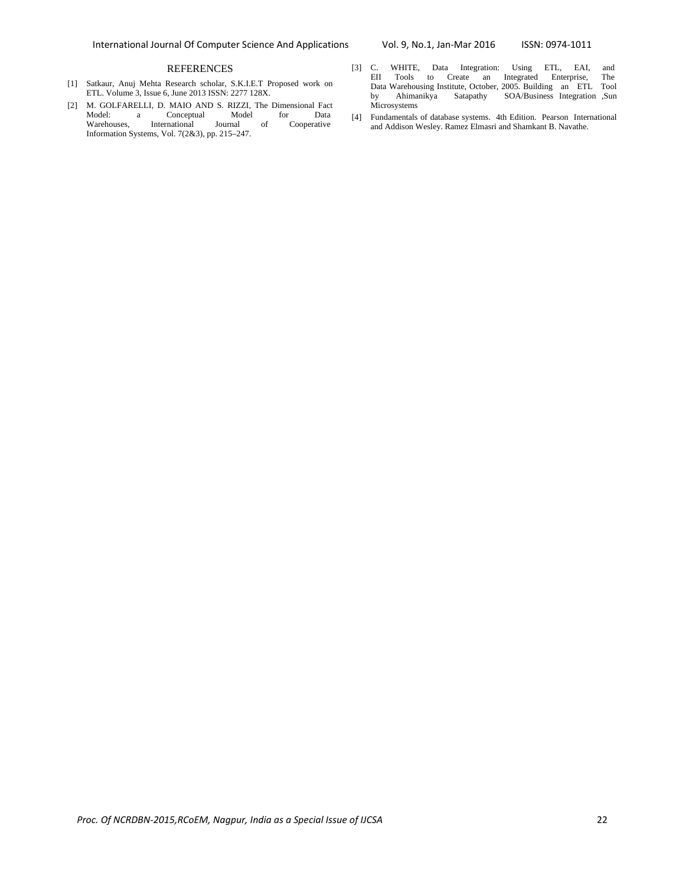## REFERENCES

[1] Satkaur, Anuj Mehta Research scholar, S.K.I.E.T Proposed work on ETL. Volume 3, Issue 6, June 2013 ISSN: 2277 128X.

[2] M. GOLFARELLI, D. MAIO AND S. RIZZI, The Dimensional Fact Model: a Conceptual Model for Data Warehouses, International Journal of Cooperative Information Systems, Vol. 7(2&3), pp. 215–247.

[3] C. WHITE, Data Integration: Using ETL, EAI, and EII Tools to Create an Integrated Enterprise, The Data Warehousing Institute, October, 2005. Building an ETL Tool by Ahimanikya Satapathy SOA/Business Integration ,Sun Microsystems

[4] Fundamentals of database systems. 4th Edition. Pearson International and Addison Wesley. Ramez Elmasri and Shamkant B. Navathe.